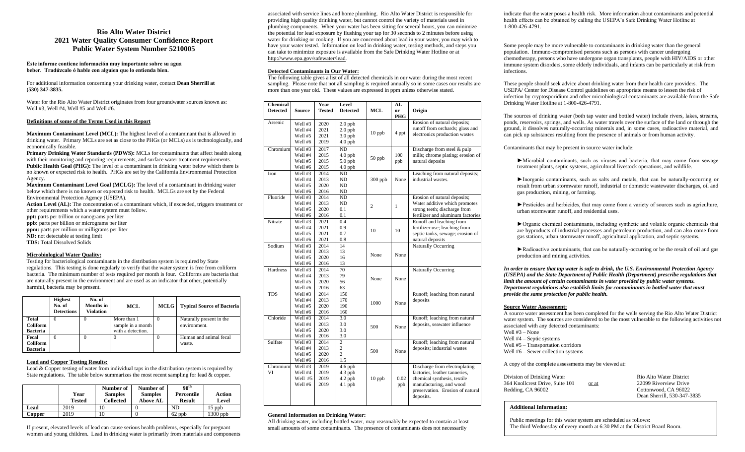# Rio Alto Water District
## 2021 Water Quality Consumer Confidence Report
## Public Water System Number 5210005

**Este informe contiene información muy importante sobre su agua beber. Tradúzcalo ó hable con alguien que lo entienda bien.**

For additional information concerning your drinking water, contact **Dean Sherrill at (530) 347-3835.**

Water for the Rio Alto Water District originates from four groundwater sources known as: Well #3, Well #4, Well #5 and Well #6.

### Definitions of some of the Terms Used in this Report

**Maximum Contaminant Level (MCL):** The highest level of a contaminant that is allowed in drinking water. Primary MCLs are set as close to the PHGs (or MCLs) as is technologically, and economically feasible.
**Primary Drinking Water Standards (PDWS):** MCLs for contaminants that affect health along with their monitoring and reporting requirements, and surface water treatment requirements.
**Public Health Goal (PHG):** The level of a contaminant in drinking water below which there is no known or expected risk to health. PHGs are set by the California Environmental Protection Agency.
**Maximum Contaminant Level Goal (MCLG):** The level of a contaminant in drinking water below which there is no known or expected risk to health. MCLGs are set by the Federal Environmental Protection Agency (USEPA).
**Action Level (AL):** The concentration of a contaminant which, if exceeded, triggers treatment or other requirements which a water system must follow.
**ppt:** parts per trillion or nanograms per liter
**ppb:** parts per billion or micrograms per liter
**ppm:** parts per million or milligrams per liter
**ND:** not detectable at testing limit
**TDS:** Total Dissolved Solids

### Microbiological Water Quality:

Testing for bacteriological contaminants in the distribution system is required by State regulations. This testing is done regularly to verify that the water system is free from coliform bacteria. The minimum number of tests required per month is four. Coliforms are bacteria that are naturally present in the environment and are used as an indicator that other, potentially harmful, bacteria may be present.

| | Highest No. of Detections | No. of Months in Violation | MCL | MCLG | Typical Source of Bacteria |
|---|---|---|---|---|---|
| **Total Coliform Bacteria** | 0 | 0 | More than 1 sample in a month with a detection. | 0 | Naturally present in the environment. |
| **Fecal Coliform Bacteria** | 0 | 0 | 0 | 0 | Human and animal fecal waste. |

### Lead and Copper Testing Results:

Lead & Copper testing of water from individual taps in the distribution system is required by State regulations. The table below summarizes the most recent sampling for lead & copper.

| | Year Tested | Number of Samples Collected | Number of Samples Above AL | 90th Percentile Result | Action Level |
|---|---|---|---|---|---|
| **Lead** | 2019 | 10 | 0 | ND | 15 ppb |
| **Copper** | 2019 | 10 | 0 | 62 ppb | 1300 ppb |

If present, elevated levels of lead can cause serious health problems, especially for pregnant women and young children. Lead in drinking water is primarily from materials and components associated with service lines and home plumbing. Rio Alto Water District is responsible for providing high quality drinking water, but cannot control the variety of materials used in plumbing components. When your water has been sitting for several hours, you can minimize the potential for lead exposure by flushing your tap for 30 seconds to 2 minutes before using water for drinking or cooking. If you are concerned about lead in your water, you may wish to have your water tested. Information on lead in drinking water, testing methods, and steps you can take to minimize exposure is available from the Safe Drinking Water Hotline or at http://www.epa.gov/safewater/lead.

### Detected Contaminants in Our Water:

The following table gives a list of all detected chemicals in our water during the most recent sampling. Please note that not all sampling is required annually so in some cases our results are more than one year old. These values are expressed in ppm unless otherwise stated.

| Chemical Detected | Source | Year Tested | Level Detected | MCL | AL or PHG | Origin |
|---|---|---|---|---|---|---|
| Arsenic | Well #3<br>Well #4<br>Well #5<br>Well #6 | 2020<br>2021<br>2021<br>2019 | 2.0 ppb<br>2.0 ppb<br>3.0 ppb<br>4.0 ppb | 10 ppb | 4 ppt | Erosion of natural deposits; runoff from orchards; glass and electronics production wastes |
| Chromium | Well #3<br>Well #4<br>Well #5<br>Well #6 | 2017<br>2015<br>2015<br>2015 | ND<br>4.0 ppb<br>5.0 ppb<br>4.0 ppb | 50 ppb | 100 ppb | Discharge from steel & pulp mills; chrome plating; erosion of natural deposits |
| Iron | Well #3<br>Well #4<br>Well #5<br>Well #6 | 2014<br>2013<br>2020<br>2016 | ND<br>ND<br>ND<br>ND | 300 ppb | None | Leaching from natural deposits; industrial wastes. |
| Fluoride | Well #3<br>Well #4<br>Well #5<br>Well #6 | 2014<br>2013<br>2020<br>2016 | ND<br>ND<br>0.1<br>0.1 | 2 | 1 | Erosion of natural deposits; Water additive which promotes strong teeth; discharge from fertilizer and aluminum factories |
| Nitrate | Well #3<br>Well #4<br>Well #5<br>Well #6 | 2021<br>2021<br>2021<br>2021 | 0.4<br>0.9<br>0.7<br>0.8 | 10 | 10 | Runoff and leaching from fertilizer use; leaching from septic tanks, sewage; erosion of natural deposits |
| Sodium | Well #3<br>Well #4<br>Well #5<br>Well #6 | 2014<br>2013<br>2020<br>2016 | 14<br>13<br>16<br>13 | None | None | Naturally Occurring |
| Hardness | Well #3<br>Well #4<br>Well #5<br>Well #6 | 2014<br>2013<br>2020<br>2016 | 70<br>79<br>56<br>63 | None | None | Naturally Occurring |
| TDS | Well #3<br>Well #4<br>Well #5<br>Well #6 | 2014<br>2013<br>2020<br>2016 | 150<br>170<br>190<br>160 | 1000 | None | Runoff; leaching from natural deposits |
| Chloride | Well #3<br>Well #4<br>Well #5<br>Well #6 | 2014<br>2013<br>2020<br>2016 | 3.0<br>3.0<br>3.0<br>3.0 | 500 | None | Runoff; leaching from natural deposits, seawater influence |
| Sulfate | Well #3<br>Well #4<br>Well #5<br>Well #6 | 2014<br>2013<br>2020<br>2016 | 2<br>2<br>2<br>1.5 | 500 | None | Runoff; leaching from natural deposits; industrial wastes |
| Chromium VI | Well #3<br>Well #4<br>Well #5<br>Well #6 | 2019<br>2019<br>2019<br>2019 | 4.6 ppb<br>4.3 ppb<br>4.2 ppb<br>4.1 ppb | 10 ppb | 0.02 ppb | Discharge from electroplating factories, leather tanneries, chemical synthesis, textile manufacturing, and wood preservation. Erosion of natural deposits. |

### General Information on Drinking Water:

All drinking water, including bottled water, may reasonably be expected to contain at least small amounts of some contaminants. The presence of contaminants does not necessarily indicate that the water poses a health risk. More information about contaminants and potential health effects can be obtained by calling the USEPA's Safe Drinking Water Hotline at 1-800-426-4791.

Some people may be more vulnerable to contaminants in drinking water than the general population. Immuno-compromised persons such as persons with cancer undergoing chemotherapy, persons who have undergone organ transplants, people with HIV/AIDS or other immune system disorders, some elderly individuals, and infants can be particularly at risk from infections.

These people should seek advice about drinking water from their health care providers. The USEPA/ Center for Disease Control guidelines on appropriate means to lessen the risk of infection by cryptosporidium and other microbiological contaminants are available from the Safe Drinking Water Hotline at 1-800-426-4791.

The sources of drinking water (both tap water and bottled water) include rivers, lakes, streams, ponds, reservoirs, springs, and wells. As water travels over the surface of the land or through the ground, it dissolves naturally-occurring minerals and, in some cases, radioactive material, and can pick up substances resulting from the presence of animals or from human activity.

Contaminants that may be present in source water include:

- ►Microbial contaminants, such as viruses and bacteria, that may come from sewage treatment plants, septic systems, agricultural livestock operations, and wildlife.
- ►Inorganic contaminants, such as salts and metals, that can be naturally-occurring or result from urban stormwater runoff, industrial or domestic wastewater discharges, oil and gas production, mining, or farming.
- ►Pesticides and herbicides, that may come from a variety of sources such as agriculture, urban stormwater runoff, and residential uses.
- ►Organic chemical contaminants, including synthetic and volatile organic chemicals that are byproducts of industrial processes and petroleum production, and can also come from gas stations, urban stormwater runoff, agricultural application, and septic systems.
- ►Radioactive contaminants, that can be naturally-occurring or be the result of oil and gas production and mining activities.

***In order to ensure that tap water is safe to drink, the U.S. Environmental Protection Agency (USEPA) and the State Department of Public Health (Department) prescribe regulations that limit the amount of certain contaminants in water provided by public water systems. Department regulations also establish limits for contaminants in bottled water that must provide the same protection for public health.***

### Source Water Assessment:

A source water assessment has been completed for the wells serving the Rio Alto Water District water system. The sources are considered to be the most vulnerable to the following activities not associated with any detected contaminants:
Well #3 – None
Well #4 – Septic systems
Well #5 – Transportation corridors
Well #6 – Sewer collection systems

A copy of the complete assessments may be viewed at:

Division of Drinking Water
364 Knollcrest Drive, Suite 101
Redding, CA 96002

or at

Rio Alto Water District
22099 Riverview Drive
Cottonwood, CA 96022
Dean Sherrill, 530-347-3835

### Additional Information:

Public meetings for this water system are scheduled as follows:
The third Wednesday of every month at 6:30 PM at the District Board Room.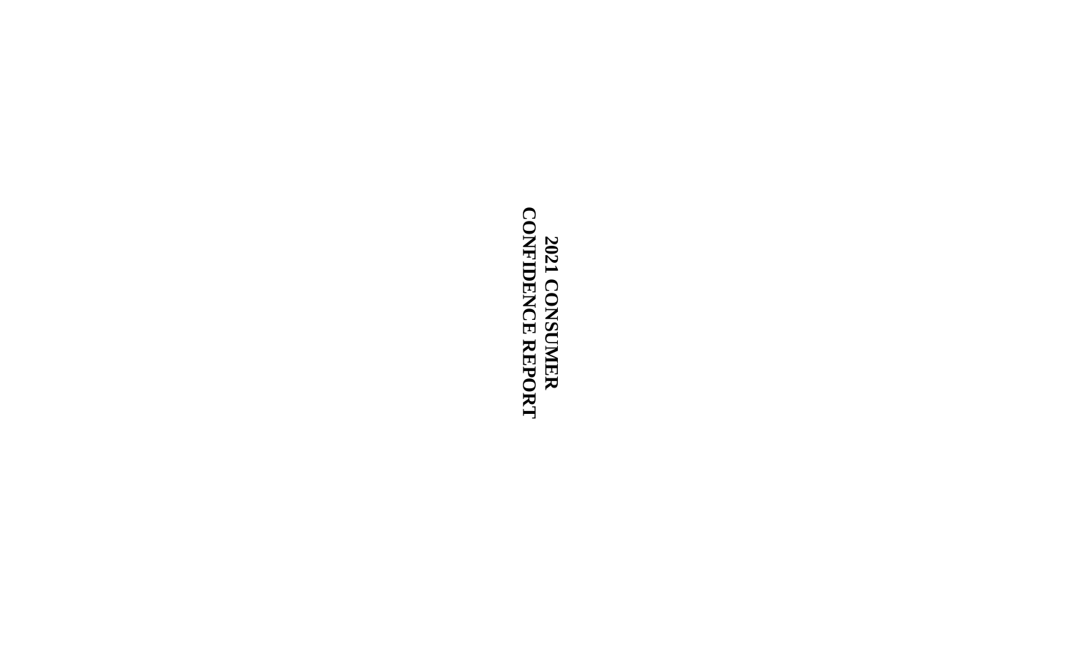# 2021 CONSUMER CONFIDENCE REPORT